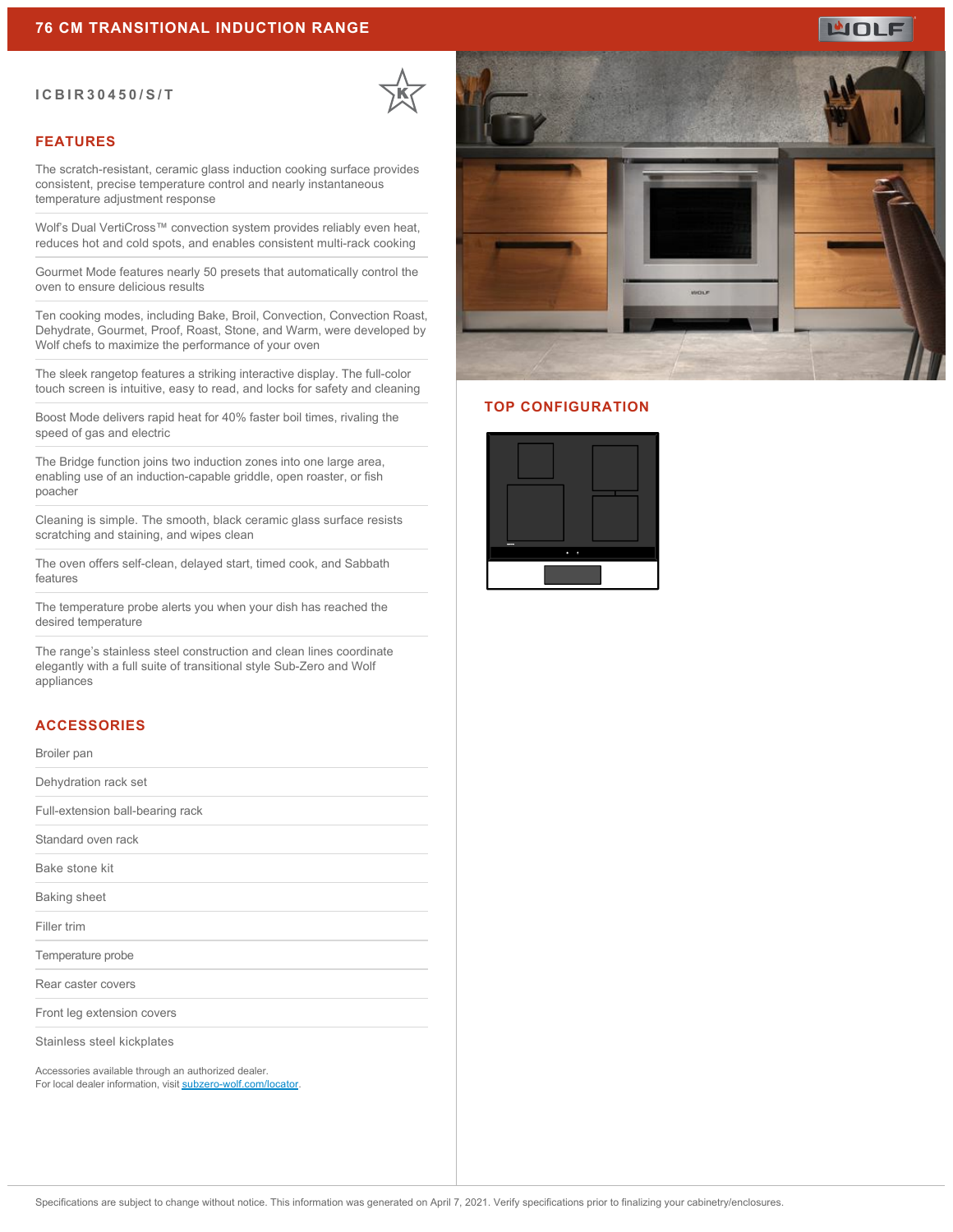# 76 CM TRANSITIONAL INDUCTION RANGE

**ICBIR30450/S/T**

## FEATURES

The scratch-resistant, ceramic glass induction cooking surface provides consistent, precise temperature control and nearly instantaneous temperature adjustment response

Wolf's Dual VertiCross™ convection system provides reliably even heat, reduces hot and cold spots, and enables consistent multi-rack cooking

Gourmet Mode features nearly 50 presets that automatically control the oven to ensure delicious results

Ten cooking modes, including Bake, Broil, Convection, Convection Roast, Dehydrate, Gourmet, Proof, Roast, Stone, and Warm, were developed by Wolf chefs to maximize the performance of your oven

The sleek rangetop features a striking interactive display. The full-color touch screen is intuitive, easy to read, and locks for safety and cleaning

Boost Mode delivers rapid heat for 40% faster boil times, rivaling the speed of gas and electric

The Bridge function joins two induction zones into one large area, enabling use of an induction-capable griddle, open roaster, or fish poacher

Cleaning is simple. The smooth, black ceramic glass surface resists scratching and staining, and wipes clean

The oven offers self-clean, delayed start, timed cook, and Sabbath features

The temperature probe alerts you when your dish has reached the desired temperature

The range's stainless steel construction and clean lines coordinate elegantly with a full suite of transitional style Sub-Zero and Wolf appliances

## ACCESSORIES

Broiler pan

Dehydration rack set

Full-extension ball-bearing rack

Standard oven rack

Bake stone kit

Baking sheet

Filler trim

Temperature probe

Rear caster covers

Front leg extension covers

Stainless steel kickplates

Accessories available through an authorized dealer.
For local dealer information, visit [subzero-wolf.com/locator](subzero-wolf.com/locator).

## TOP CONFIGURATION

Specifications are subject to change without notice. This information was generated on April 7, 2021. Verify specifications prior to finalizing your cabinetry/enclosures.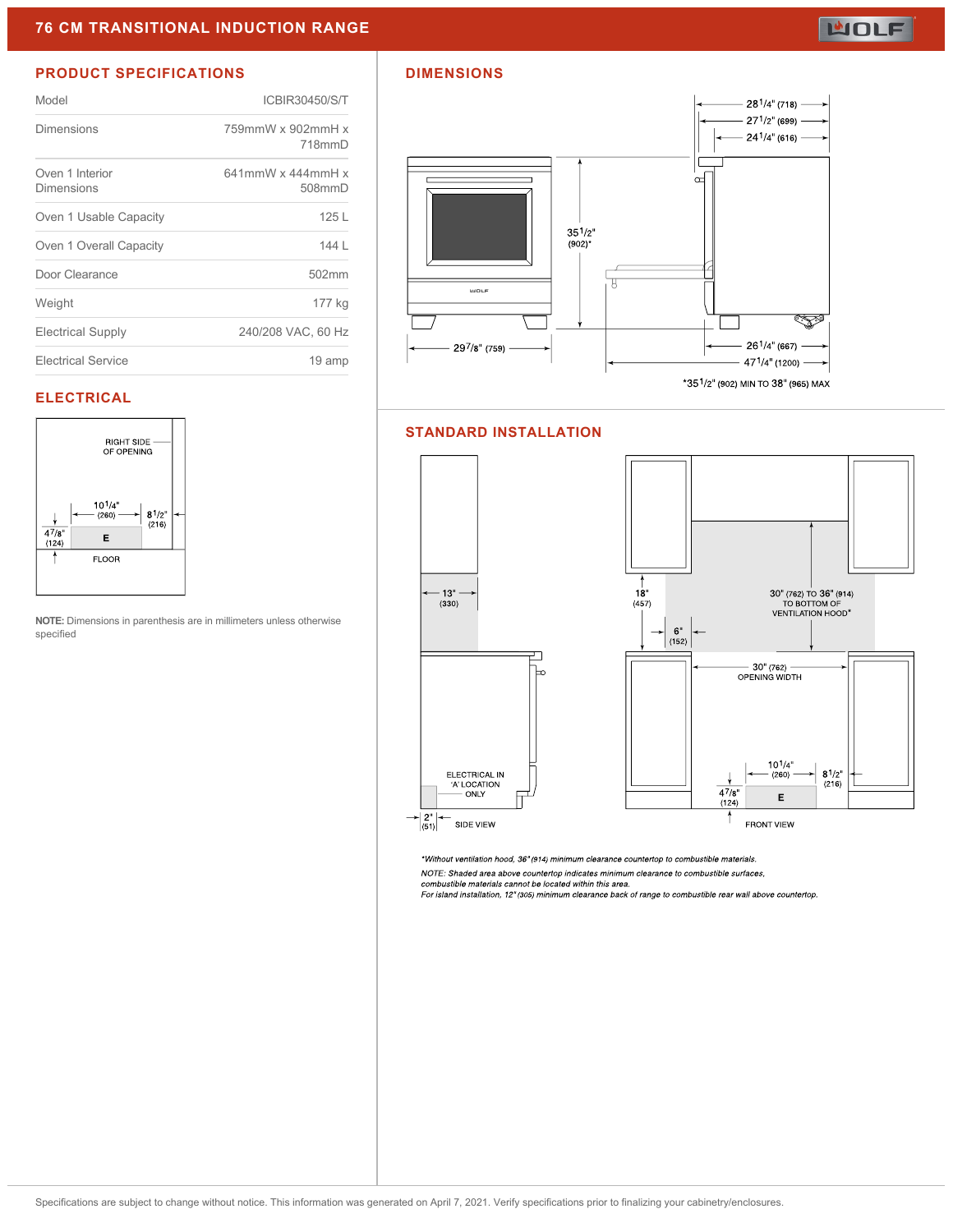# 76 CM TRANSITIONAL INDUCTION RANGE

## PRODUCT SPECIFICATIONS

| | |
|---|---|
| Model | ICBIR30450/S/T |
| Dimensions | 759mmW x 902mmH x 718mmD |
| Oven 1 Interior Dimensions | 641mmW x 444mmH x 508mmD |
| Oven 1 Usable Capacity | 125 L |
| Oven 1 Overall Capacity | 144 L |
| Door Clearance | 502mm |
| Weight | 177 kg |
| Electrical Supply | 240/208 VAC, 60 Hz |
| Electrical Service | 19 amp |

## ELECTRICAL

RIGHT SIDE OF OPENING

10 1/4" (260)

8 1/2" (216)

4 7/8" (124)

E

FLOOR

**NOTE:** Dimensions in parenthesis are in millimeters unless otherwise specified

## DIMENSIONS

28 1/4" (718)

27 1/2" (699)

24 1/4" (616)

35 1/2" (902)*

29 7/8" (759)

26 1/4" (667)

47 1/4" (1200)

*35 1/2" (902) MIN TO 38" (965) MAX

## STANDARD INSTALLATION

13" (330)

ELECTRICAL IN 'A' LOCATION ONLY

2" (51)

SIDE VIEW

18" (457)

6" (152)

30" (762) TO 36" (914) TO BOTTOM OF VENTILATION HOOD*

30" (762) OPENING WIDTH

10 1/4" (260)

8 1/2" (216)

4 7/8" (124)

E

FRONT VIEW

*Without ventilation hood, 36" (914) minimum clearance countertop to combustible materials.*

*NOTE: Shaded area above countertop indicates minimum clearance to combustible surfaces, combustible materials cannot be located within this area.*

*For island installation, 12" (305) minimum clearance back of range to combustible rear wall above countertop.*

Specifications are subject to change without notice. This information was generated on April 7, 2021. Verify specifications prior to finalizing your cabinetry/enclosures.